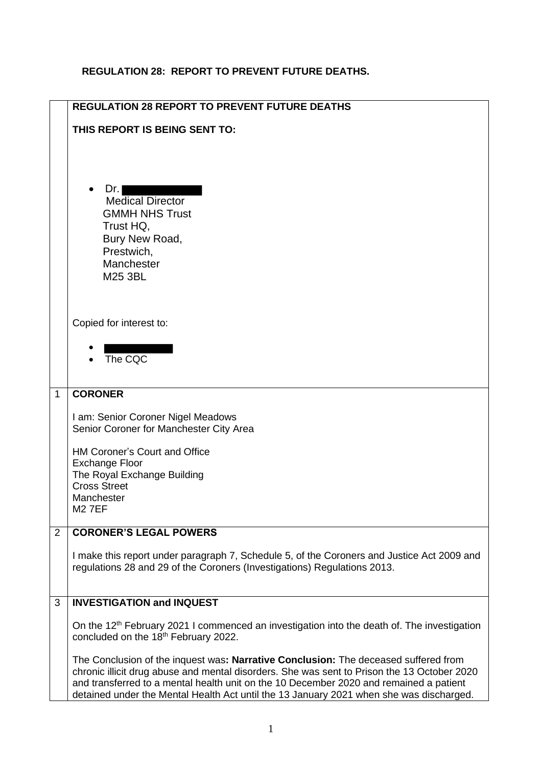**REGULATION 28: REPORT TO PREVENT FUTURE DEATHS.**

| | **REGULATION 28 REPORT TO PREVENT FUTURE DEATHS**<br><br>**THIS REPORT IS BEING SENT TO:**<br><br>• Dr. [REDACTED]<br>Medical Director<br>GMMH NHS Trust<br>Trust HQ,<br>Bury New Road,<br>Prestwich,<br>Manchester<br>M25 3BL<br><br>Copied for interest to:<br><br>• [REDACTED]<br>• The CQC |
|---|---|
| 1 | **CORONER**<br><br>I am: Senior Coroner Nigel Meadows<br>Senior Coroner for Manchester City Area<br><br>HM Coroner's Court and Office<br>Exchange Floor<br>The Royal Exchange Building<br>Cross Street<br>Manchester<br>M2 7EF |
| 2 | **CORONER'S LEGAL POWERS**<br><br>I make this report under paragraph 7, Schedule 5, of the Coroners and Justice Act 2009 and regulations 28 and 29 of the Coroners (Investigations) Regulations 2013. |
| 3 | **INVESTIGATION and INQUEST**<br><br>On the 12th February 2021 I commenced an investigation into the death of. The investigation concluded on the 18th February 2022.<br><br>The Conclusion of the inquest was**: Narrative Conclusion:** The deceased suffered from chronic illicit drug abuse and mental disorders. She was sent to Prison the 13 October 2020 and transferred to a mental health unit on the 10 December 2020 and remained a patient detained under the Mental Health Act until the 13 January 2021 when she was discharged. |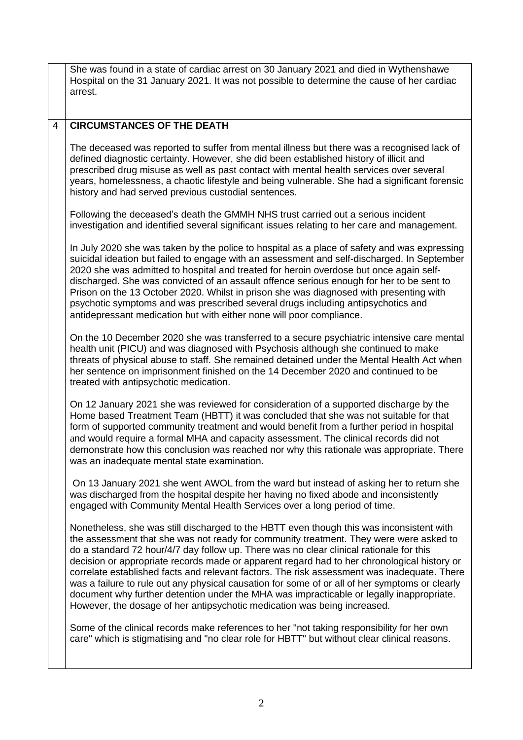She was found in a state of cardiac arrest on 30 January 2021 and died in Wythenshawe Hospital on the 31 January 2021. It was not possible to determine the cause of her cardiac arrest.

## 4 CIRCUMSTANCES OF THE DEATH

The deceased was reported to suffer from mental illness but there was a recognised lack of defined diagnostic certainty. However, she did been established history of illicit and prescribed drug misuse as well as past contact with mental health services over several years, homelessness, a chaotic lifestyle and being vulnerable. She had a significant forensic history and had served previous custodial sentences.

Following the deceased's death the GMMH NHS trust carried out a serious incident investigation and identified several significant issues relating to her care and management.

In July 2020 she was taken by the police to hospital as a place of safety and was expressing suicidal ideation but failed to engage with an assessment and self-discharged. In September 2020 she was admitted to hospital and treated for heroin overdose but once again self-discharged. She was convicted of an assault offence serious enough for her to be sent to Prison on the 13 October 2020. Whilst in prison she was diagnosed with presenting with psychotic symptoms and was prescribed several drugs including antipsychotics and antidepressant medication but with either none will poor compliance.

On the 10 December 2020 she was transferred to a secure psychiatric intensive care mental health unit (PICU) and was diagnosed with Psychosis although she continued to make threats of physical abuse to staff. She remained detained under the Mental Health Act when her sentence on imprisonment finished on the 14 December 2020 and continued to be treated with antipsychotic medication.

On 12 January 2021 she was reviewed for consideration of a supported discharge by the Home based Treatment Team (HBTT) it was concluded that she was not suitable for that form of supported community treatment and would benefit from a further period in hospital and would require a formal MHA and capacity assessment. The clinical records did not demonstrate how this conclusion was reached nor why this rationale was appropriate. There was an inadequate mental state examination.

On 13 January 2021 she went AWOL from the ward but instead of asking her to return she was discharged from the hospital despite her having no fixed abode and inconsistently engaged with Community Mental Health Services over a long period of time.

Nonetheless, she was still discharged to the HBTT even though this was inconsistent with the assessment that she was not ready for community treatment. They were were asked to do a standard 72 hour/4/7 day follow up. There was no clear clinical rationale for this decision or appropriate records made or apparent regard had to her chronological history or correlate established facts and relevant factors. The risk assessment was inadequate. There was a failure to rule out any physical causation for some of or all of her symptoms or clearly document why further detention under the MHA was impracticable or legally inappropriate. However, the dosage of her antipsychotic medication was being increased.

Some of the clinical records make references to her "not taking responsibility for her own care" which is stigmatising and "no clear role for HBTT" but without clear clinical reasons.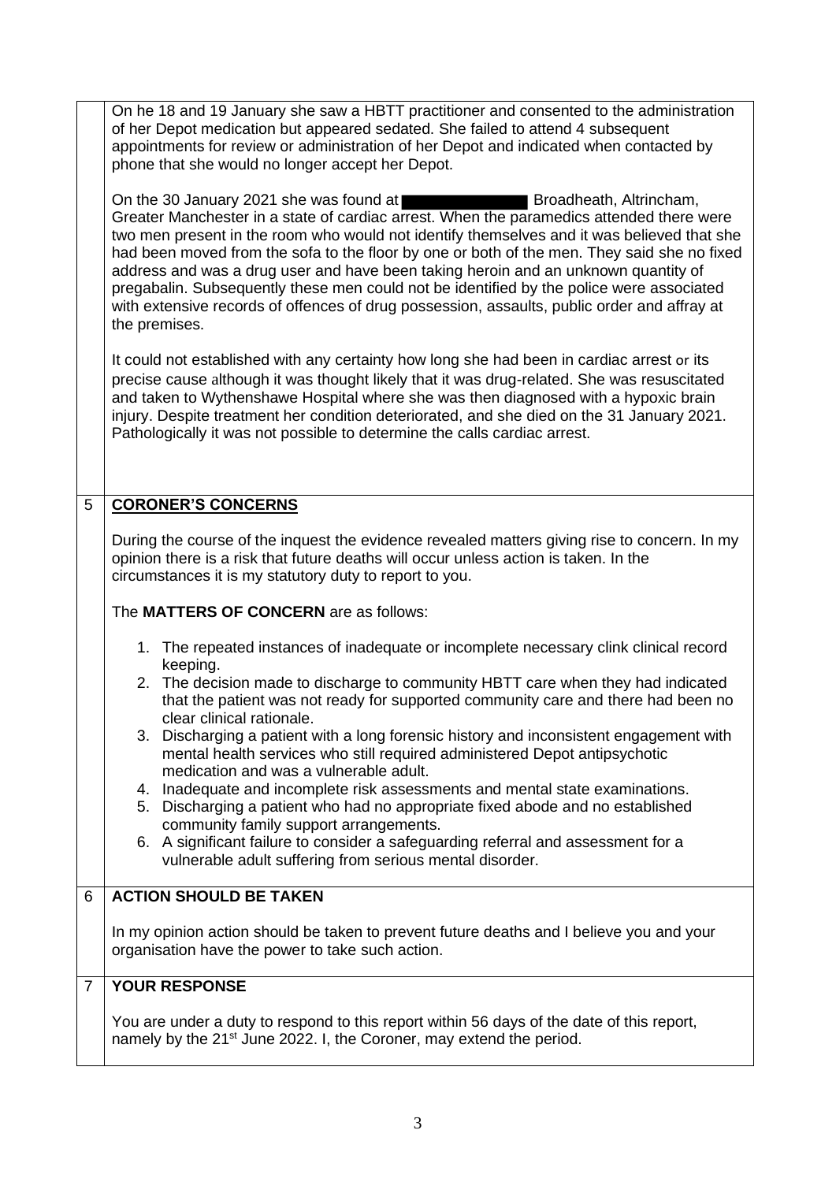On he 18 and 19 January she saw a HBTT practitioner and consented to the administration of her Depot medication but appeared sedated. She failed to attend 4 subsequent appointments for review or administration of her Depot and indicated when contacted by phone that she would no longer accept her Depot.

On the 30 January 2021 she was found at [REDACTED] Broadheath, Altrincham, Greater Manchester in a state of cardiac arrest. When the paramedics attended there were two men present in the room who would not identify themselves and it was believed that she had been moved from the sofa to the floor by one or both of the men. They said she no fixed address and was a drug user and have been taking heroin and an unknown quantity of pregabalin. Subsequently these men could not be identified by the police were associated with extensive records of offences of drug possession, assaults, public order and affray at the premises.

It could not established with any certainty how long she had been in cardiac arrest or its precise cause although it was thought likely that it was drug-related. She was resuscitated and taken to Wythenshawe Hospital where she was then diagnosed with a hypoxic brain injury. Despite treatment her condition deteriorated, and she died on the 31 January 2021. Pathologically it was not possible to determine the calls cardiac arrest.

## 5 CORONER'S CONCERNS

During the course of the inquest the evidence revealed matters giving rise to concern. In my opinion there is a risk that future deaths will occur unless action is taken. In the circumstances it is my statutory duty to report to you.

The **MATTERS OF CONCERN** are as follows:

1. The repeated instances of inadequate or incomplete necessary clink clinical record keeping.
2. The decision made to discharge to community HBTT care when they had indicated that the patient was not ready for supported community care and there had been no clear clinical rationale.
3. Discharging a patient with a long forensic history and inconsistent engagement with mental health services who still required administered Depot antipsychotic medication and was a vulnerable adult.
4. Inadequate and incomplete risk assessments and mental state examinations.
5. Discharging a patient who had no appropriate fixed abode and no established community family support arrangements.
6. A significant failure to consider a safeguarding referral and assessment for a vulnerable adult suffering from serious mental disorder.

## 6 ACTION SHOULD BE TAKEN

In my opinion action should be taken to prevent future deaths and I believe you and your organisation have the power to take such action.

## 7 YOUR RESPONSE

You are under a duty to respond to this report within 56 days of the date of this report, namely by the 21st June 2022. I, the Coroner, may extend the period.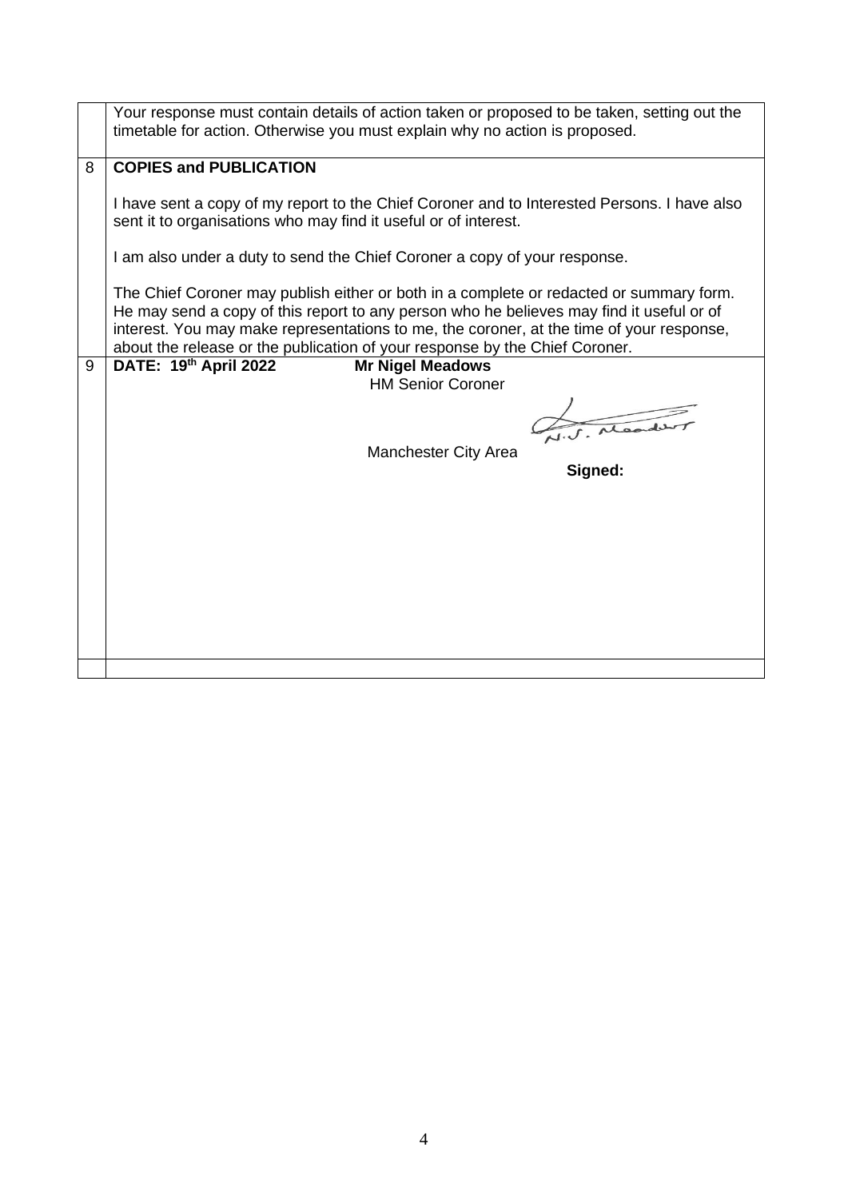| | |
|---|---|
| | Your response must contain details of action taken or proposed to be taken, setting out the timetable for action. Otherwise you must explain why no action is proposed. |
| 8 | **COPIES and PUBLICATION**<br><br>I have sent a copy of my report to the Chief Coroner and to Interested Persons. I have also sent it to organisations who may find it useful or of interest.<br><br>I am also under a duty to send the Chief Coroner a copy of your response.<br><br>The Chief Coroner may publish either or both in a complete or redacted or summary form. He may send a copy of this report to any person who he believes may find it useful or of interest. You may make representations to me, the coroner, at the time of your response, about the release or the publication of your response by the Chief Coroner. |
| 9 | **DATE: 19th April 2022** **Mr Nigel Meadows**<br>HM Senior Coroner<br><br>N.J. Meadows<br><br>Manchester City Area<br>**Signed:** |
| | |